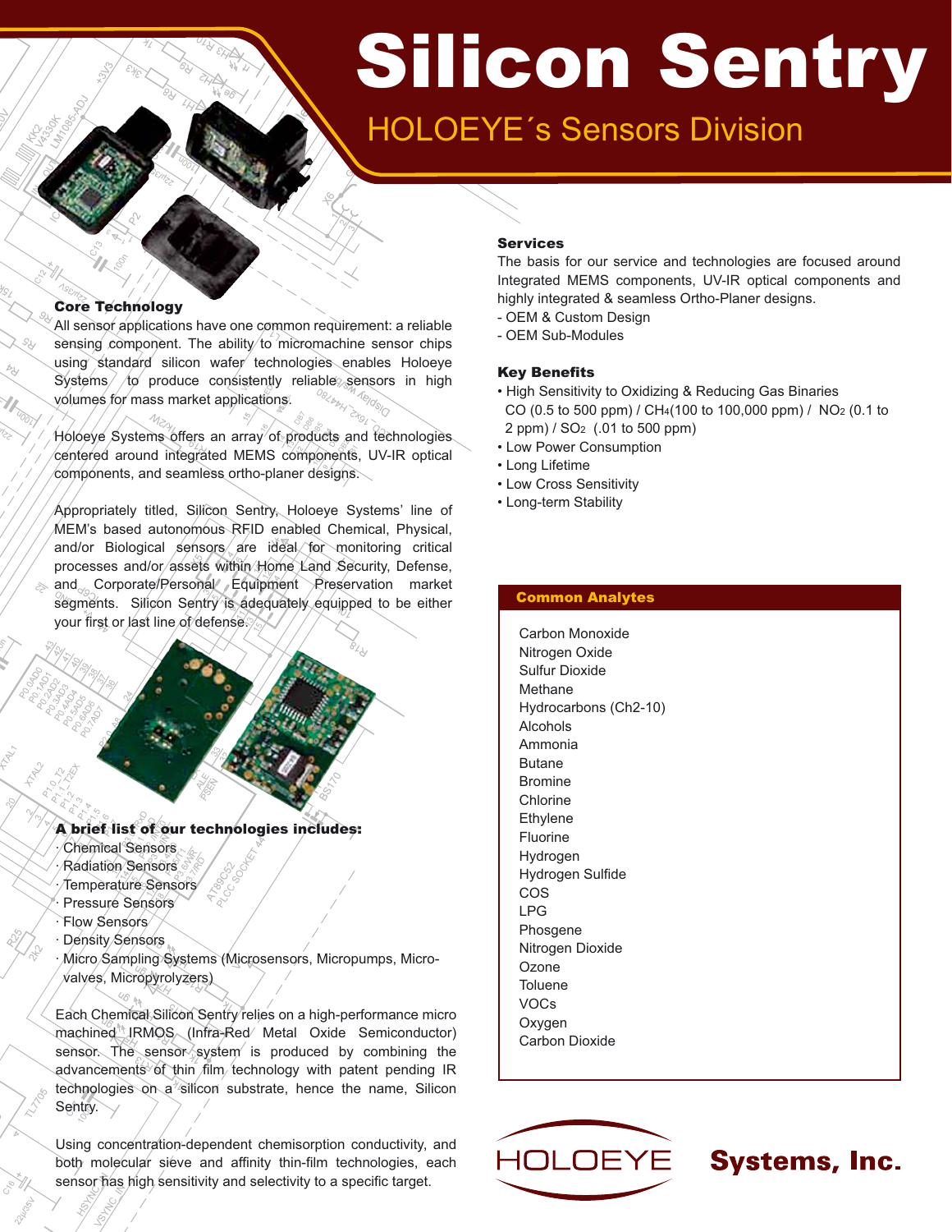# Silicon Sentry

## HOLOEYE´s Sensors Division

### Core Technology

All sensor applications have one common requirement: a reliable sensing component. The ability to micromachine sensor chips using standard silicon wafer technologies enables Holoeye Systems to produce consistently reliable sensors in high volumes for mass market applications.

Holoeye Systems offers an array of products and technologies centered around integrated MEMS components, UV-IR optical components, and seamless ortho-planer designs.

Appropriately titled, Silicon Sentry, Holoeye Systems' line of MEM's based autonomous RFID enabled Chemical, Physical, and/or Biological sensors are ideal for monitoring critical processes and/or assets within Home Land Security, Defense, and Corporate/Personal Equipment Preservation market segments. Silicon Sentry is adequately equipped to be either your first or last line of defense.

**A brief list of our technologies includes:**

· Chemical Sensors
· Radiation Sensors
· Temperature Sensors
· Pressure Sensors
· Flow Sensors
· Density Sensors
· Micro Sampling Systems (Microsensors, Micropumps, Micro-valves, Micropyrolyzers)

Each Chemical Silicon Sentry relies on a high-performance micro machined IRMOS (Infra-Red Metal Oxide Semiconductor) sensor. The sensor system is produced by combining the advancements of thin film technology with patent pending IR technologies on a silicon substrate, hence the name, Silicon Sentry.

Using concentration-dependent chemisorption conductivity, and both molecular sieve and affinity thin-film technologies, each sensor has high sensitivity and selectivity to a specific target.

### Services

The basis for our service and technologies are focused around Integrated MEMS components, UV-IR optical components and highly integrated & seamless Ortho-Planer designs.

- OEM & Custom Design
- OEM Sub-Modules

### Key Benefits

- High Sensitivity to Oxidizing & Reducing Gas Binaries CO (0.5 to 500 ppm) / $CH_4$(100 to 100,000 ppm) / $NO_2$ (0.1 to 2 ppm) / $SO_2$ (.01 to 500 ppm)
- Low Power Consumption
- Long Lifetime
- Low Cross Sensitivity
- Long-term Stability

### Common Analytes

Carbon Monoxide
Nitrogen Oxide
Sulfur Dioxide
Methane
Hydrocarbons (Ch2-10)
Alcohols
Ammonia
Butane
Bromine
Chlorine
Ethylene
Fluorine
Hydrogen
Hydrogen Sulfide
COS
LPG
Phosgene
Nitrogen Dioxide
Ozone
Toluene
VOCs
Oxygen
Carbon Dioxide

HOLOEYE Systems, Inc.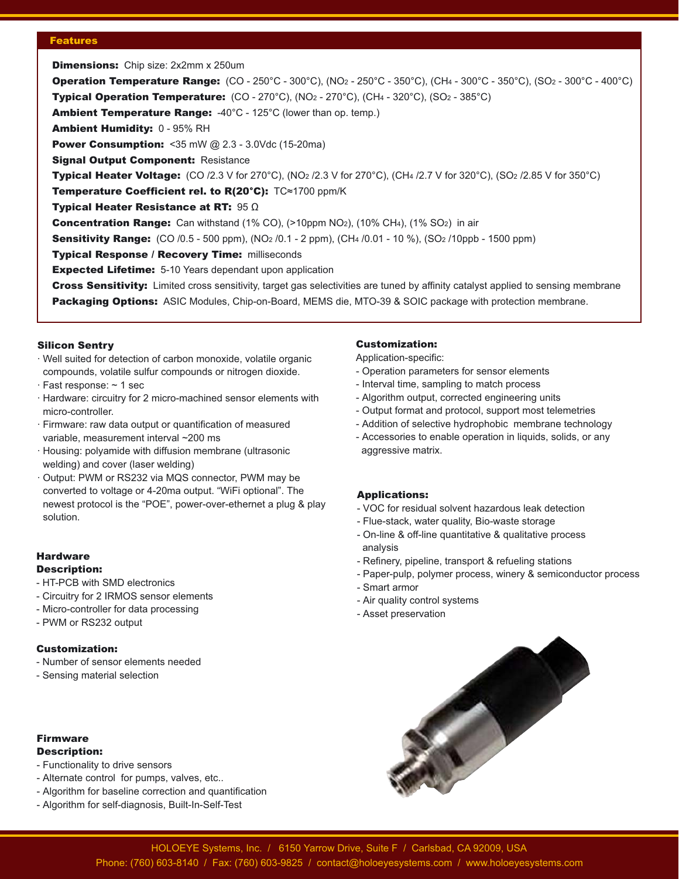## Features

**Dimensions:** Chip size: 2x2mm x 250um

**Operation Temperature Range:** (CO - 250°C - 300°C), ($NO_2$ - 250°C - 350°C), ($CH_4$ - 300°C - 350°C), ($SO_2$ - 300°C - 400°C)

**Typical Operation Temperature:** (CO - 270°C), ($NO_2$ - 270°C), ($CH_4$ - 320°C), ($SO_2$ - 385°C)

**Ambient Temperature Range:** -40°C - 125°C (lower than op. temp.)

**Ambient Humidity:** 0 - 95% RH

**Power Consumption:** <35 mW @ 2.3 - 3.0Vdc (15-20ma)

**Signal Output Component:** Resistance

**Typical Heater Voltage:** (CO /2.3 V for 270°C), ($NO_2$ /2.3 V for 270°C), ($CH_4$ /2.7 V for 320°C), ($SO_2$ /2.85 V for 350°C)

**Temperature Coefficient rel. to R(20°C):** TC≈1700 ppm/K

**Typical Heater Resistance at RT:** 95 Ω

**Concentration Range:** Can withstand (1% CO), (>10ppm $NO_2$), (10% $CH_4$), (1% $SO_2$) in air

**Sensitivity Range:** (CO /0.5 - 500 ppm), ($NO_2$ /0.1 - 2 ppm), ($CH_4$ /0.01 - 10 %), ($SO_2$ /10ppb - 1500 ppm)

**Typical Response / Recovery Time:** milliseconds

**Expected Lifetime:** 5-10 Years dependant upon application

**Cross Sensitivity:** Limited cross sensitivity, target gas selectivities are tuned by affinity catalyst applied to sensing membrane

**Packaging Options:** ASIC Modules, Chip-on-Board, MEMS die, MTO-39 & SOIC package with protection membrane.

### Silicon Sentry

· Well suited for detection of carbon monoxide, volatile organic compounds, volatile sulfur compounds or nitrogen dioxide.
· Fast response: ~ 1 sec
· Hardware: circuitry for 2 micro-machined sensor elements with micro-controller.
· Firmware: raw data output or quantification of measured variable, measurement interval ~200 ms
· Housing: polyamide with diffusion membrane (ultrasonic welding) and cover (laser welding)
· Output: PWM or RS232 via MQS connector, PWM may be converted to voltage or 4-20ma output. "WiFi optional". The newest protocol is the "POE", power-over-ethernet a plug & play solution.

### Hardware Description:

- HT-PCB with SMD electronics
- Circuitry for 2 IRMOS sensor elements
- Micro-controller for data processing
- PWM or RS232 output

### Customization:

- Number of sensor elements needed
- Sensing material selection

### Firmware Description:

- Functionality to drive sensors
- Alternate control for pumps, valves, etc..
- Algorithm for baseline correction and quantification
- Algorithm for self-diagnosis, Built-In-Self-Test

### Customization:

Application-specific:

- Operation parameters for sensor elements
- Interval time, sampling to match process
- Algorithm output, corrected engineering units
- Output format and protocol, support most telemetries
- Addition of selective hydrophobic membrane technology
- Accessories to enable operation in liquids, solids, or any aggressive matrix.

### Applications:

- VOC for residual solvent hazardous leak detection
- Flue-stack, water quality, Bio-waste storage
- On-line & off-line quantitative & qualitative process analysis
- Refinery, pipeline, transport & refueling stations
- Paper-pulp, polymer process, winery & semiconductor process
- Smart armor
- Air quality control systems
- Asset preservation

HOLOEYE Systems, Inc. / 6150 Yarrow Drive, Suite F / Carlsbad, CA 92009, USA
Phone: (760) 603-8140 / Fax: (760) 603-9825 / contact@holoeyesystems.com / www.holoeyesystems.com